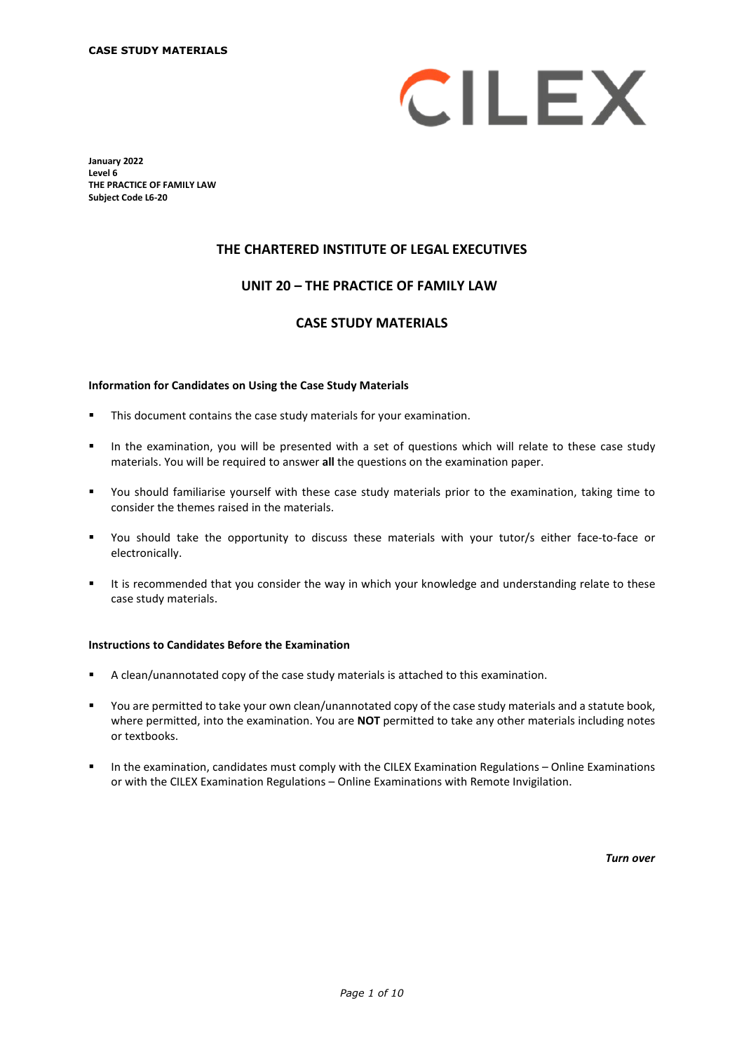**CASE STUDY MATERIALS**

CILEX

**January 2022**
**Level 6**
**THE PRACTICE OF FAMILY LAW**
**Subject Code L6-20**

## THE CHARTERED INSTITUTE OF LEGAL EXECUTIVES

## UNIT 20 – THE PRACTICE OF FAMILY LAW

## CASE STUDY MATERIALS

**Information for Candidates on Using the Case Study Materials**

- This document contains the case study materials for your examination.
- In the examination, you will be presented with a set of questions which will relate to these case study materials. You will be required to answer **all** the questions on the examination paper.
- You should familiarise yourself with these case study materials prior to the examination, taking time to consider the themes raised in the materials.
- You should take the opportunity to discuss these materials with your tutor/s either face-to-face or electronically.
- It is recommended that you consider the way in which your knowledge and understanding relate to these case study materials.

**Instructions to Candidates Before the Examination**

- A clean/unannotated copy of the case study materials is attached to this examination.
- You are permitted to take your own clean/unannotated copy of the case study materials and a statute book, where permitted, into the examination. You are **NOT** permitted to take any other materials including notes or textbooks.
- In the examination, candidates must comply with the CILEX Examination Regulations – Online Examinations or with the CILEX Examination Regulations – Online Examinations with Remote Invigilation.

***Turn over***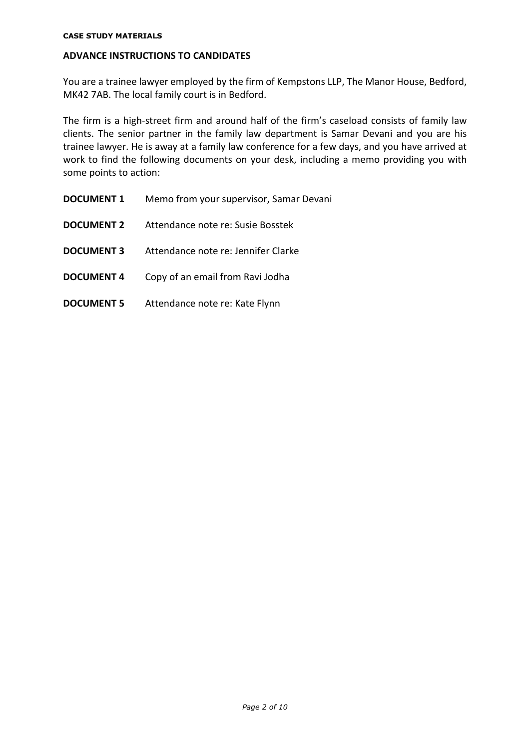**CASE STUDY MATERIALS**

## ADVANCE INSTRUCTIONS TO CANDIDATES

You are a trainee lawyer employed by the firm of Kempstons LLP, The Manor House, Bedford, MK42 7AB. The local family court is in Bedford.

The firm is a high-street firm and around half of the firm's caseload consists of family law clients. The senior partner in the family law department is Samar Devani and you are his trainee lawyer. He is away at a family law conference for a few days, and you have arrived at work to find the following documents on your desk, including a memo providing you with some points to action:

| | |
|---|---|
| **DOCUMENT 1** | Memo from your supervisor, Samar Devani |
| **DOCUMENT 2** | Attendance note re: Susie Bosstek |
| **DOCUMENT 3** | Attendance note re: Jennifer Clarke |
| **DOCUMENT 4** | Copy of an email from Ravi Jodha |
| **DOCUMENT 5** | Attendance note re: Kate Flynn |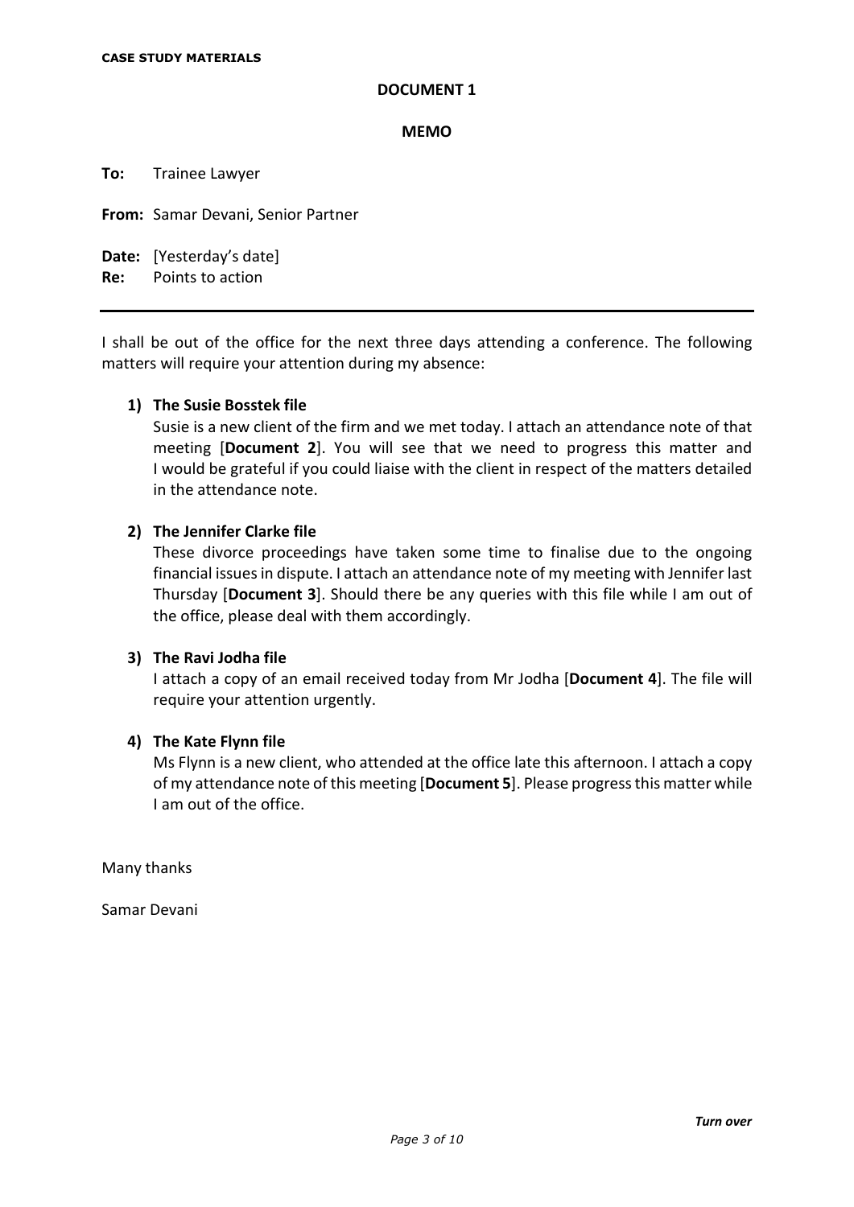**CASE STUDY MATERIALS**

## DOCUMENT 1

### MEMO

**To:** Trainee Lawyer

**From:** Samar Devani, Senior Partner

**Date:** [Yesterday's date]
**Re:** Points to action

---

I shall be out of the office for the next three days attending a conference. The following matters will require your attention during my absence:

1) **The Susie Bosstek file**
   Susie is a new client of the firm and we met today. I attach an attendance note of that meeting [**Document 2**]. You will see that we need to progress this matter and I would be grateful if you could liaise with the client in respect of the matters detailed in the attendance note.

2) **The Jennifer Clarke file**
   These divorce proceedings have taken some time to finalise due to the ongoing financial issues in dispute. I attach an attendance note of my meeting with Jennifer last Thursday [**Document 3**]. Should there be any queries with this file while I am out of the office, please deal with them accordingly.

3) **The Ravi Jodha file**
   I attach a copy of an email received today from Mr Jodha [**Document 4**]. The file will require your attention urgently.

4) **The Kate Flynn file**
   Ms Flynn is a new client, who attended at the office late this afternoon. I attach a copy of my attendance note of this meeting [**Document 5**]. Please progress this matter while I am out of the office.

Many thanks

Samar Devani

***Turn over***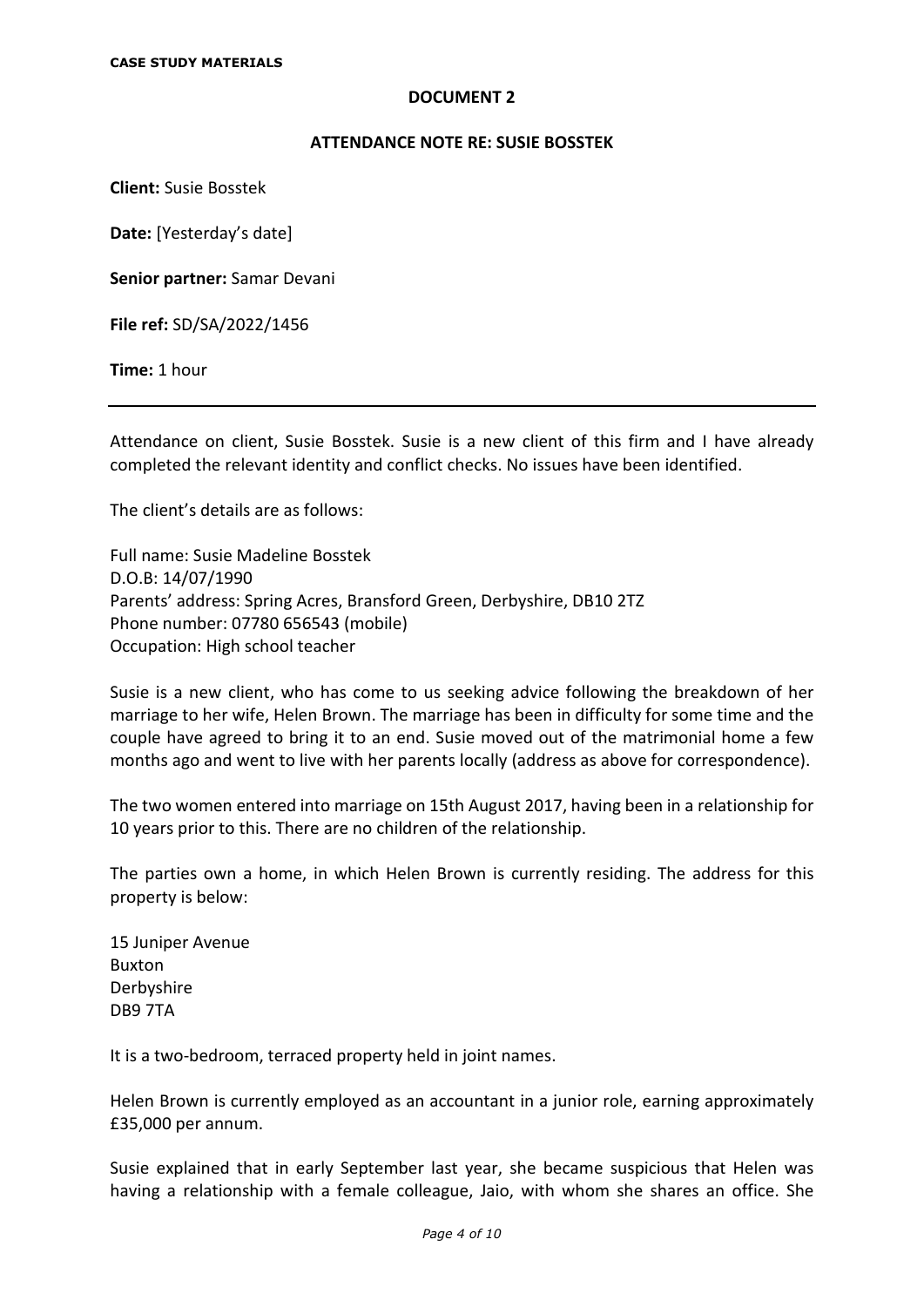**CASE STUDY MATERIALS**

## DOCUMENT 2

### ATTENDANCE NOTE RE: SUSIE BOSSTEK

**Client:** Susie Bosstek

**Date:** [Yesterday's date]

**Senior partner:** Samar Devani

**File ref:** SD/SA/2022/1456

**Time:** 1 hour

---

Attendance on client, Susie Bosstek. Susie is a new client of this firm and I have already completed the relevant identity and conflict checks. No issues have been identified.

The client's details are as follows:

Full name: Susie Madeline Bosstek
D.O.B: 14/07/1990
Parents' address: Spring Acres, Bransford Green, Derbyshire, DB10 2TZ
Phone number: 07780 656543 (mobile)
Occupation: High school teacher

Susie is a new client, who has come to us seeking advice following the breakdown of her marriage to her wife, Helen Brown. The marriage has been in difficulty for some time and the couple have agreed to bring it to an end. Susie moved out of the matrimonial home a few months ago and went to live with her parents locally (address as above for correspondence).

The two women entered into marriage on 15th August 2017, having been in a relationship for 10 years prior to this. There are no children of the relationship.

The parties own a home, in which Helen Brown is currently residing. The address for this property is below:

15 Juniper Avenue
Buxton
Derbyshire
DB9 7TA

It is a two-bedroom, terraced property held in joint names.

Helen Brown is currently employed as an accountant in a junior role, earning approximately £35,000 per annum.

Susie explained that in early September last year, she became suspicious that Helen was having a relationship with a female colleague, Jaio, with whom she shares an office. She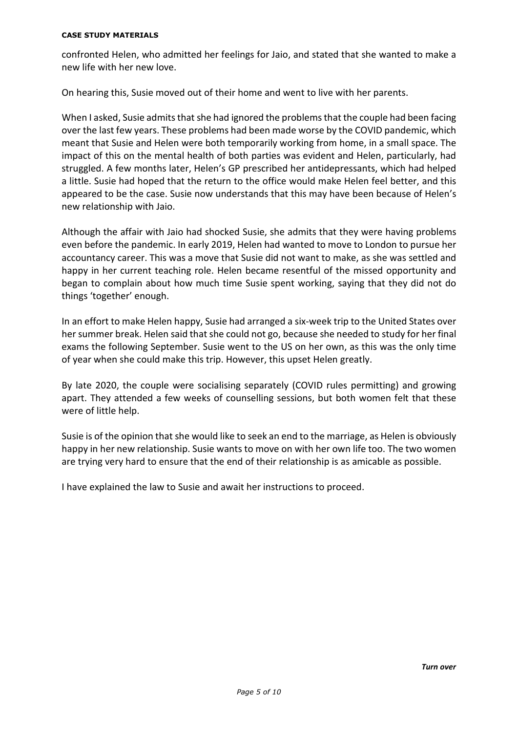confronted Helen, who admitted her feelings for Jaio, and stated that she wanted to make a new life with her new love.

On hearing this, Susie moved out of their home and went to live with her parents.

When I asked, Susie admits that she had ignored the problems that the couple had been facing over the last few years. These problems had been made worse by the COVID pandemic, which meant that Susie and Helen were both temporarily working from home, in a small space. The impact of this on the mental health of both parties was evident and Helen, particularly, had struggled. A few months later, Helen's GP prescribed her antidepressants, which had helped a little. Susie had hoped that the return to the office would make Helen feel better, and this appeared to be the case. Susie now understands that this may have been because of Helen's new relationship with Jaio.

Although the affair with Jaio had shocked Susie, she admits that they were having problems even before the pandemic. In early 2019, Helen had wanted to move to London to pursue her accountancy career. This was a move that Susie did not want to make, as she was settled and happy in her current teaching role. Helen became resentful of the missed opportunity and began to complain about how much time Susie spent working, saying that they did not do things 'together' enough.

In an effort to make Helen happy, Susie had arranged a six-week trip to the United States over her summer break. Helen said that she could not go, because she needed to study for her final exams the following September. Susie went to the US on her own, as this was the only time of year when she could make this trip. However, this upset Helen greatly.

By late 2020, the couple were socialising separately (COVID rules permitting) and growing apart. They attended a few weeks of counselling sessions, but both women felt that these were of little help.

Susie is of the opinion that she would like to seek an end to the marriage, as Helen is obviously happy in her new relationship. Susie wants to move on with her own life too. The two women are trying very hard to ensure that the end of their relationship is as amicable as possible.

I have explained the law to Susie and await her instructions to proceed.

*Turn over*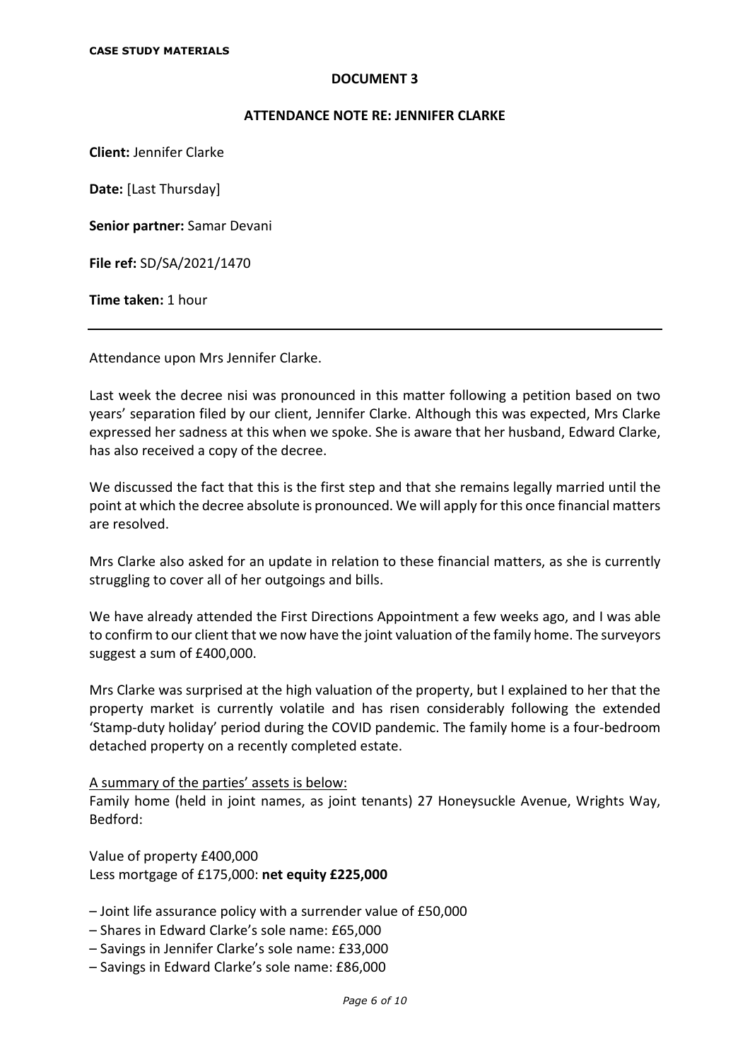**CASE STUDY MATERIALS**

## DOCUMENT 3

### ATTENDANCE NOTE RE: JENNIFER CLARKE

**Client:** Jennifer Clarke

**Date:** [Last Thursday]

**Senior partner:** Samar Devani

**File ref:** SD/SA/2021/1470

**Time taken:** 1 hour

---

Attendance upon Mrs Jennifer Clarke.

Last week the decree nisi was pronounced in this matter following a petition based on two years' separation filed by our client, Jennifer Clarke. Although this was expected, Mrs Clarke expressed her sadness at this when we spoke. She is aware that her husband, Edward Clarke, has also received a copy of the decree.

We discussed the fact that this is the first step and that she remains legally married until the point at which the decree absolute is pronounced. We will apply for this once financial matters are resolved.

Mrs Clarke also asked for an update in relation to these financial matters, as she is currently struggling to cover all of her outgoings and bills.

We have already attended the First Directions Appointment a few weeks ago, and I was able to confirm to our client that we now have the joint valuation of the family home. The surveyors suggest a sum of £400,000.

Mrs Clarke was surprised at the high valuation of the property, but I explained to her that the property market is currently volatile and has risen considerably following the extended 'Stamp-duty holiday' period during the COVID pandemic. The family home is a four-bedroom detached property on a recently completed estate.

<u>A summary of the parties' assets is below:</u>
Family home (held in joint names, as joint tenants) 27 Honeysuckle Avenue, Wrights Way, Bedford:

Value of property £400,000
Less mortgage of £175,000: **net equity £225,000**

– Joint life assurance policy with a surrender value of £50,000
– Shares in Edward Clarke's sole name: £65,000
– Savings in Jennifer Clarke's sole name: £33,000
– Savings in Edward Clarke's sole name: £86,000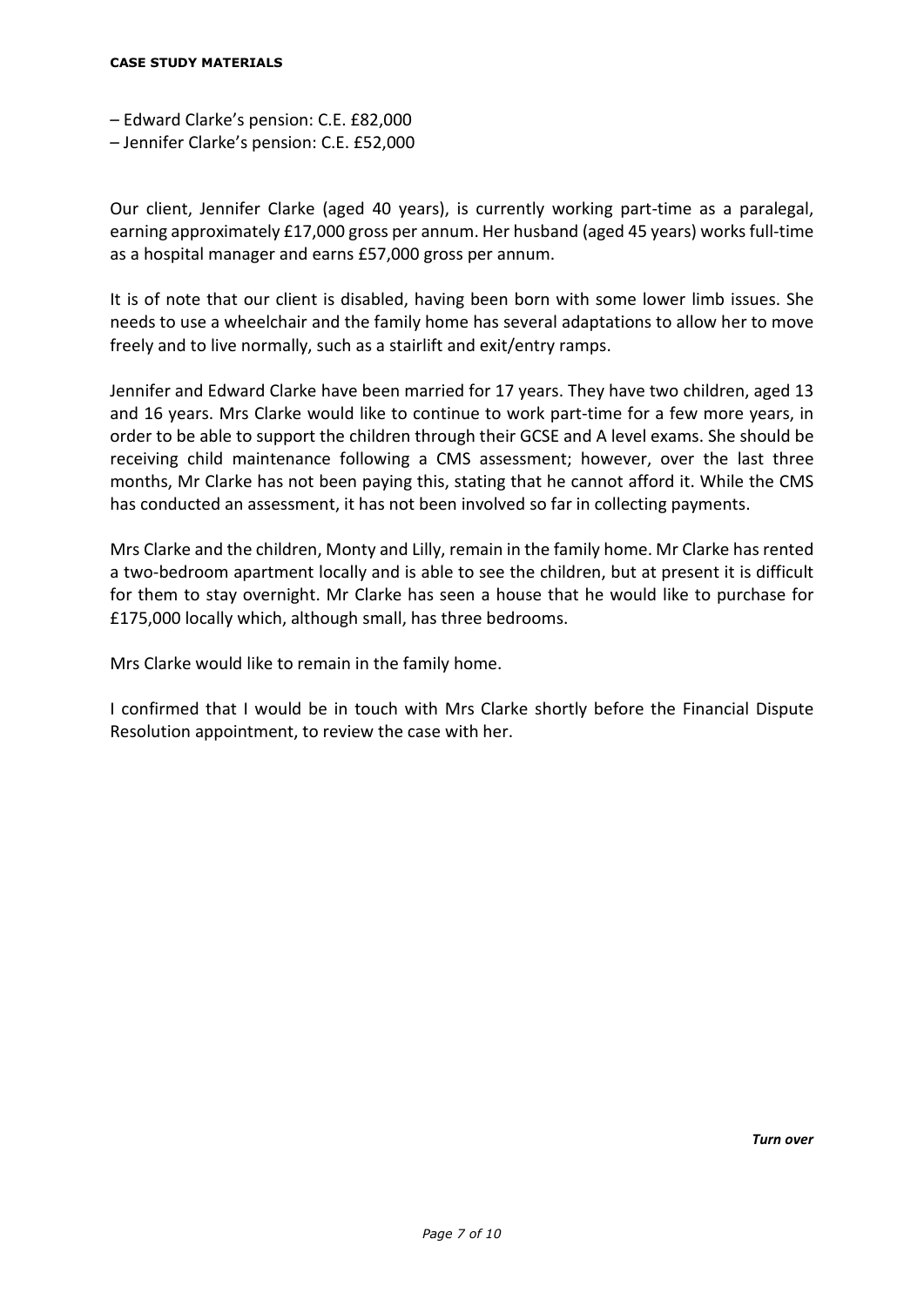– Edward Clarke's pension: C.E. £82,000

– Jennifer Clarke's pension: C.E. £52,000

Our client, Jennifer Clarke (aged 40 years), is currently working part-time as a paralegal, earning approximately £17,000 gross per annum. Her husband (aged 45 years) works full-time as a hospital manager and earns £57,000 gross per annum.

It is of note that our client is disabled, having been born with some lower limb issues. She needs to use a wheelchair and the family home has several adaptations to allow her to move freely and to live normally, such as a stairlift and exit/entry ramps.

Jennifer and Edward Clarke have been married for 17 years. They have two children, aged 13 and 16 years. Mrs Clarke would like to continue to work part-time for a few more years, in order to be able to support the children through their GCSE and A level exams. She should be receiving child maintenance following a CMS assessment; however, over the last three months, Mr Clarke has not been paying this, stating that he cannot afford it. While the CMS has conducted an assessment, it has not been involved so far in collecting payments.

Mrs Clarke and the children, Monty and Lilly, remain in the family home. Mr Clarke has rented a two-bedroom apartment locally and is able to see the children, but at present it is difficult for them to stay overnight. Mr Clarke has seen a house that he would like to purchase for £175,000 locally which, although small, has three bedrooms.

Mrs Clarke would like to remain in the family home.

I confirmed that I would be in touch with Mrs Clarke shortly before the Financial Dispute Resolution appointment, to review the case with her.

***Turn over***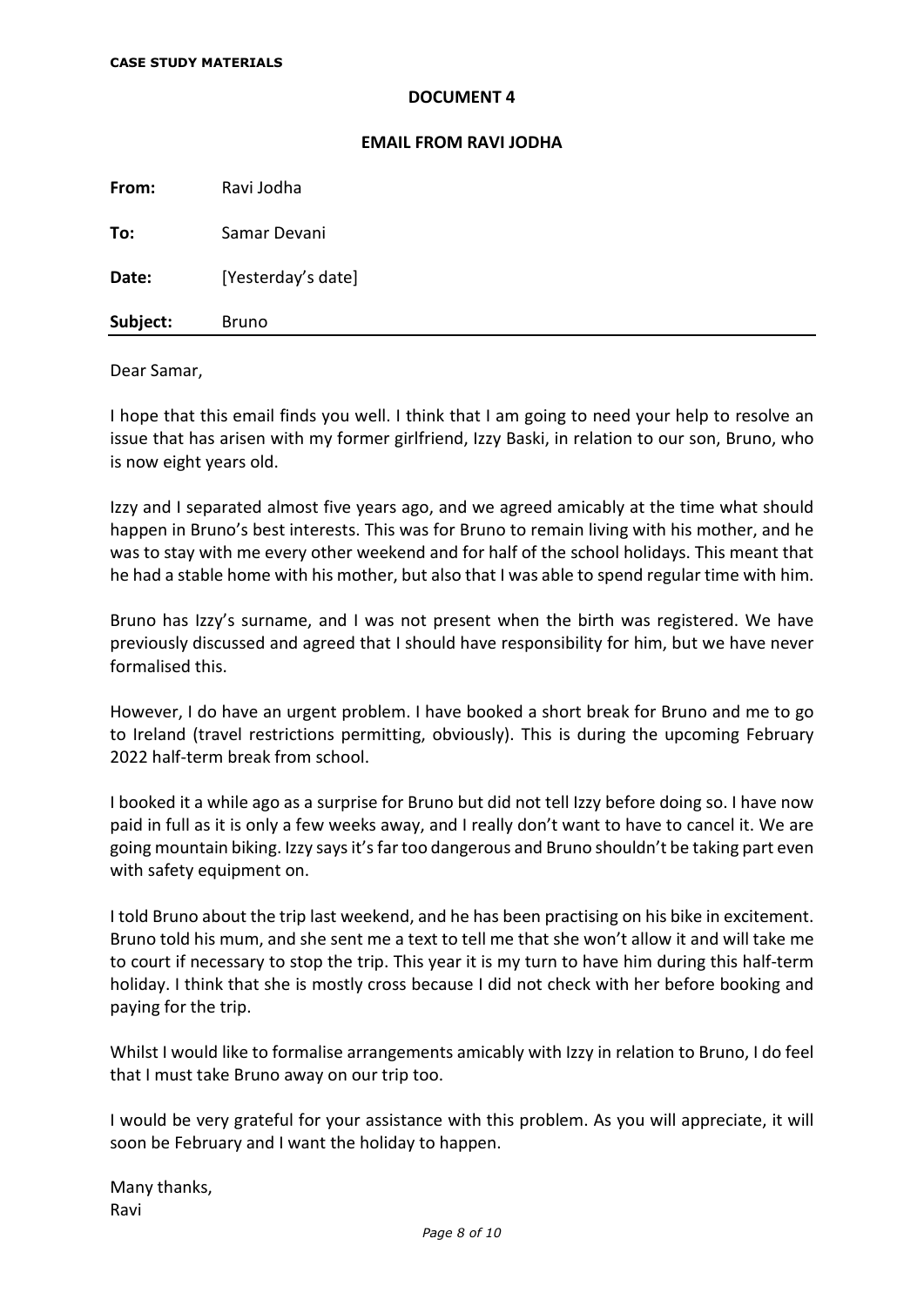**CASE STUDY MATERIALS**

## DOCUMENT 4

### EMAIL FROM RAVI JODHA

| | |
|---|---|
| **From:** | Ravi Jodha |
| **To:** | Samar Devani |
| **Date:** | [Yesterday's date] |
| **Subject:** | Bruno |

Dear Samar,

I hope that this email finds you well. I think that I am going to need your help to resolve an issue that has arisen with my former girlfriend, Izzy Baski, in relation to our son, Bruno, who is now eight years old.

Izzy and I separated almost five years ago, and we agreed amicably at the time what should happen in Bruno's best interests. This was for Bruno to remain living with his mother, and he was to stay with me every other weekend and for half of the school holidays. This meant that he had a stable home with his mother, but also that I was able to spend regular time with him.

Bruno has Izzy's surname, and I was not present when the birth was registered. We have previously discussed and agreed that I should have responsibility for him, but we have never formalised this.

However, I do have an urgent problem. I have booked a short break for Bruno and me to go to Ireland (travel restrictions permitting, obviously). This is during the upcoming February 2022 half-term break from school.

I booked it a while ago as a surprise for Bruno but did not tell Izzy before doing so. I have now paid in full as it is only a few weeks away, and I really don't want to have to cancel it. We are going mountain biking. Izzy says it's far too dangerous and Bruno shouldn't be taking part even with safety equipment on.

I told Bruno about the trip last weekend, and he has been practising on his bike in excitement. Bruno told his mum, and she sent me a text to tell me that she won't allow it and will take me to court if necessary to stop the trip. This year it is my turn to have him during this half-term holiday. I think that she is mostly cross because I did not check with her before booking and paying for the trip.

Whilst I would like to formalise arrangements amicably with Izzy in relation to Bruno, I do feel that I must take Bruno away on our trip too.

I would be very grateful for your assistance with this problem. As you will appreciate, it will soon be February and I want the holiday to happen.

Many thanks,
Ravi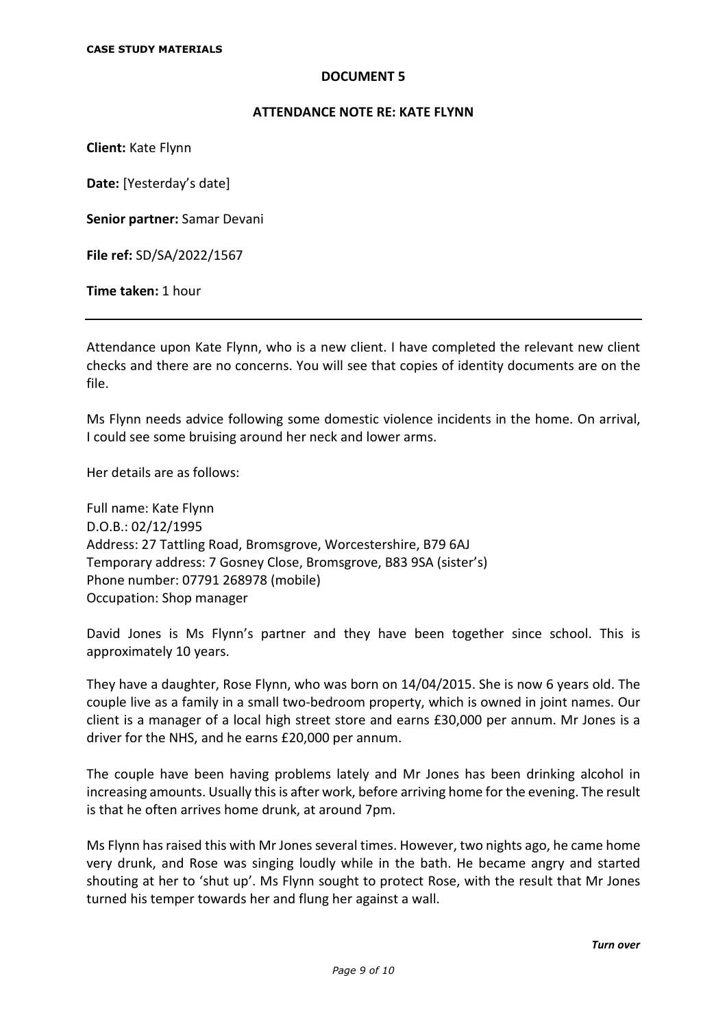**CASE STUDY MATERIALS**

**DOCUMENT 5**

**ATTENDANCE NOTE RE: KATE FLYNN**

**Client:** Kate Flynn

**Date:** [Yesterday's date]

**Senior partner:** Samar Devani

**File ref:** SD/SA/2022/1567

**Time taken:** 1 hour

---

Attendance upon Kate Flynn, who is a new client. I have completed the relevant new client checks and there are no concerns. You will see that copies of identity documents are on the file.

Ms Flynn needs advice following some domestic violence incidents in the home. On arrival, I could see some bruising around her neck and lower arms.

Her details are as follows:

Full name: Kate Flynn
D.O.B.: 02/12/1995
Address: 27 Tattling Road, Bromsgrove, Worcestershire, B79 6AJ
Temporary address: 7 Gosney Close, Bromsgrove, B83 9SA (sister's)
Phone number: 07791 268978 (mobile)
Occupation: Shop manager

David Jones is Ms Flynn's partner and they have been together since school. This is approximately 10 years.

They have a daughter, Rose Flynn, who was born on 14/04/2015. She is now 6 years old. The couple live as a family in a small two-bedroom property, which is owned in joint names. Our client is a manager of a local high street store and earns £30,000 per annum. Mr Jones is a driver for the NHS, and he earns £20,000 per annum.

The couple have been having problems lately and Mr Jones has been drinking alcohol in increasing amounts. Usually this is after work, before arriving home for the evening. The result is that he often arrives home drunk, at around 7pm.

Ms Flynn has raised this with Mr Jones several times. However, two nights ago, he came home very drunk, and Rose was singing loudly while in the bath. He became angry and started shouting at her to 'shut up'. Ms Flynn sought to protect Rose, with the result that Mr Jones turned his temper towards her and flung her against a wall.

*Turn over*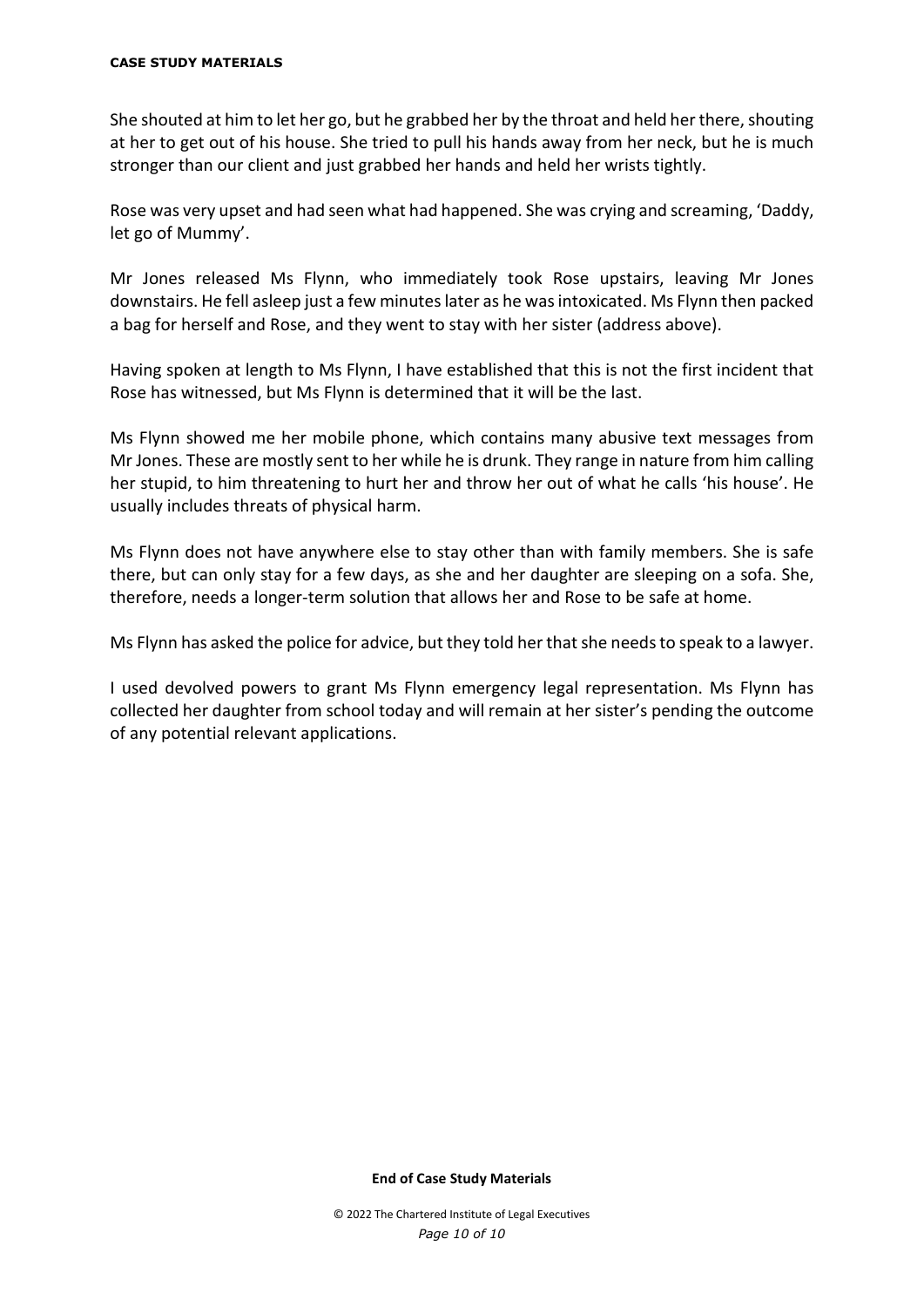She shouted at him to let her go, but he grabbed her by the throat and held her there, shouting at her to get out of his house. She tried to pull his hands away from her neck, but he is much stronger than our client and just grabbed her hands and held her wrists tightly.

Rose was very upset and had seen what had happened. She was crying and screaming, 'Daddy, let go of Mummy'.

Mr Jones released Ms Flynn, who immediately took Rose upstairs, leaving Mr Jones downstairs. He fell asleep just a few minutes later as he was intoxicated. Ms Flynn then packed a bag for herself and Rose, and they went to stay with her sister (address above).

Having spoken at length to Ms Flynn, I have established that this is not the first incident that Rose has witnessed, but Ms Flynn is determined that it will be the last.

Ms Flynn showed me her mobile phone, which contains many abusive text messages from Mr Jones. These are mostly sent to her while he is drunk. They range in nature from him calling her stupid, to him threatening to hurt her and throw her out of what he calls 'his house'. He usually includes threats of physical harm.

Ms Flynn does not have anywhere else to stay other than with family members. She is safe there, but can only stay for a few days, as she and her daughter are sleeping on a sofa. She, therefore, needs a longer-term solution that allows her and Rose to be safe at home.

Ms Flynn has asked the police for advice, but they told her that she needs to speak to a lawyer.

I used devolved powers to grant Ms Flynn emergency legal representation. Ms Flynn has collected her daughter from school today and will remain at her sister's pending the outcome of any potential relevant applications.

**End of Case Study Materials**

© 2022 The Chartered Institute of Legal Executives